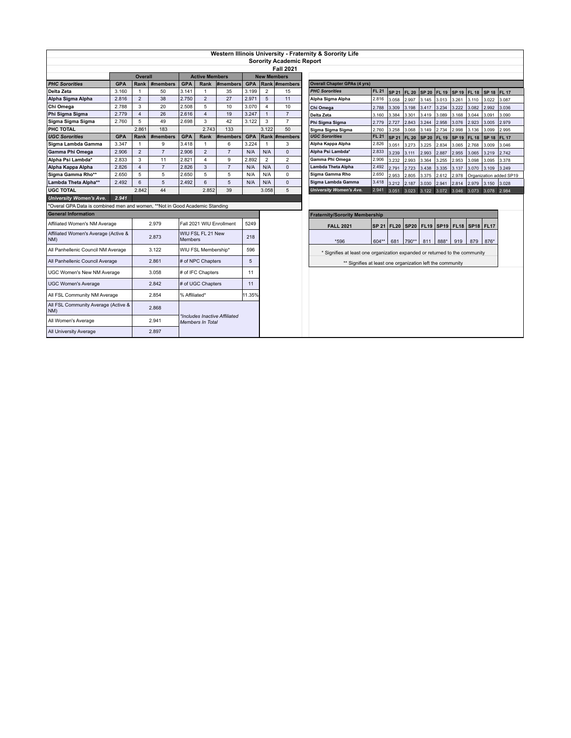# Western Illinois University - Fraternity & Sorority Life

## Sorority Academic Report

### Fall 2021

| | Overall | | | Active Members | | | New Members | | |
|---|---|---|---|---|---|---|---|---|---|
| ***PHC Sororities*** | **GPA** | **Rank** | **#members** | **GPA** | **Rank** | **#members** | **GPA** | **Rank** | **#members** |
| **Delta Zeta** | 3.160 | 1 | 50 | 3.141 | 1 | 35 | 3.199 | 2 | 15 |
| **Alpha Sigma Alpha** | 2.816 | 2 | 38 | 2.750 | 2 | 27 | 2.971 | 5 | 11 |
| **Chi Omega** | 2.788 | 3 | 20 | 2.508 | 5 | 10 | 3.070 | 4 | 10 |
| **Phi Sigma Sigma** | 2.779 | 4 | 26 | 2.616 | 4 | 19 | 3.247 | 1 | 7 |
| **Sigma Sigma Sigma** | 2.760 | 5 | 49 | 2.698 | 3 | 42 | 3.122 | 3 | 7 |
| **PHC TOTAL** | | 2.861 | 183 | | 2.743 | 133 | | 3.122 | 50 |
| ***UGC Sororities*** | **GPA** | **Rank** | **#members** | **GPA** | **Rank** | **#members** | **GPA** | **Rank** | **#members** |
| **Sigma Lambda Gamma** | 3.347 | 1 | 9 | 3.418 | 1 | 6 | 3.224 | 1 | 3 |
| **Gamma Phi Omega** | 2.906 | 2 | 7 | 2.906 | 2 | 7 | N/A | N/A | 0 |
| **Alpha Psi Lambda*** | 2.833 | 3 | 11 | 2.821 | 4 | 9 | 2.892 | 2 | 2 |
| **Alpha Kappa Alpha** | 2.826 | 4 | 7 | 2.826 | 3 | 7 | N/A | N/A | 0 |
| **Sigma Gamma Rho**** | 2.650 | 5 | 5 | 2.650 | 5 | 5 | N/A | N/A | 0 |
| **Lambda Theta Alpha**** | 2.492 | 6 | 5 | 2.492 | 6 | 5 | N/A | N/A | 0 |
| **UGC TOTAL** | | 2.842 | 44 | | 2.852 | 39 | | 3.058 | 5 |
| ***University Women's Ave.*** | **2.941** | | | | | | | | |

*Overal GPA Data is combined men and women, **Not in Good Academic Standing

### General Information

| | | | |
|---|---|---|---|
| Affiliated Women's NM Average | 2.979 | Fall 2021 WIU Enrollment | 5249 |
| Affiliated Women's Average (Active & NM) | 2.873 | WIU FSL FL 21 New Members | 218 |
| All Panhellenic Council NM Average | 3.122 | WIU FSL Membership* | 596 |
| All Panhellenic Council Average | 2.861 | # of NPC Chapters | 5 |
| UGC Women's New NM Average | 3.058 | # of IFC Chapters | 11 |
| UGC Women's Average | 2.842 | # of UGC Chapters | 11 |
| All FSL Community NM Average | 2.854 | % Affiliated* | 11.35% |
| All FSL Community Average (Active & NM) | 2.868 | *Includes Inactive Affiliated Members In Total | |
| All Women's Average | 2.941 | | |
| All University Average | 2.897 | | |

### Overall Chapter GPAs (4 yrs)

| ***PHC Sororities*** | **FL 21** | **SP 21** | **FL 20** | **SP 20** | **FL 19** | **SP 19** | **FL 18** | **SP 18** | **FL 17** |
|---|---|---|---|---|---|---|---|---|---|
| **Alpha Sigma Alpha** | 2.816 | 3.058 | 2.997 | 3.145 | 3.013 | 3.261 | 3.110 | 3.022 | 3.087 |
| **Chi Omega** | 2.788 | 3.309 | 3.198 | 3.417 | 3.234 | 3.222 | 3.082 | 2.992 | 3.036 |
| **Delta Zeta** | 3.160 | 3.384 | 3.301 | 3.419 | 3.089 | 3.168 | 3.044 | 3.091 | 3.090 |
| **Phi Sigma Sigma** | 2.779 | 2.727 | 2.843 | 3.244 | 2.958 | 3.076 | 2.923 | 3.005 | 2.979 |
| **Sigma Sigma Sigma** | 2.760 | 3.258 | 3.068 | 3.149 | 2.734 | 2.998 | 3.136 | 3.099 | 2.995 |
| ***UGC Sororities*** | **FL 21** | **SP 21** | **FL 20** | **SP 20** | **FL 19** | **SP 19** | **FL 18** | **SP 18** | **FL 17** |
| **Alpha Kappa Alpha** | 2.826 | 3.051 | 3.273 | 3.225 | 2.834 | 3.065 | 2.768 | 3.009 | 3.046 |
| **Alpha Psi Lambda*** | 2.833 | 3.239 | 3.111 | 2.993 | 2.887 | 2.955 | 3.065 | 3.219 | 2.742 |
| **Gamma Phi Omega** | 2.906 | 3.232 | 2.993 | 3.364 | 3.255 | 2.953 | 3.098 | 3.095 | 3.378 |
| **Lambda Theta Alpha** | 2.492 | 2.791 | 2.723 | 3.438 | 3.335 | 3.137 | 3.070 | 3.109 | 3.249 |
| **Sigma Gamma Rho** | 2.650 | 2.953 | 2.805 | 3.375 | 2.612 | 2.978 | Organization added SP19 | | |
| **Sigma Lambda Gamma** | 3.418 | 3.212 | 2.187 | 3.030 | 2.941 | 2.814 | 2.979 | 3.150 | 3.028 |
| ***University Women's Ave.*** | 2.941 | 3.051 | 3.023 | 3.122 | 3.072 | 3.046 | 3.073 | 3.078 | 2.984 |

### Fraternity/Sorority Membership

| FALL 2021 | SP 21 | FL20 | SP20 | FL19 | SP19 | FL18 | SP18 | FL17 |
|---|---|---|---|---|---|---|---|---|
| *596 | 604** | 681 | 790** | 811 | 888* | 919 | 879 | 876* |

\* Signifies at least one organization expanded or returned to the community

** Signifies at least one organization left the community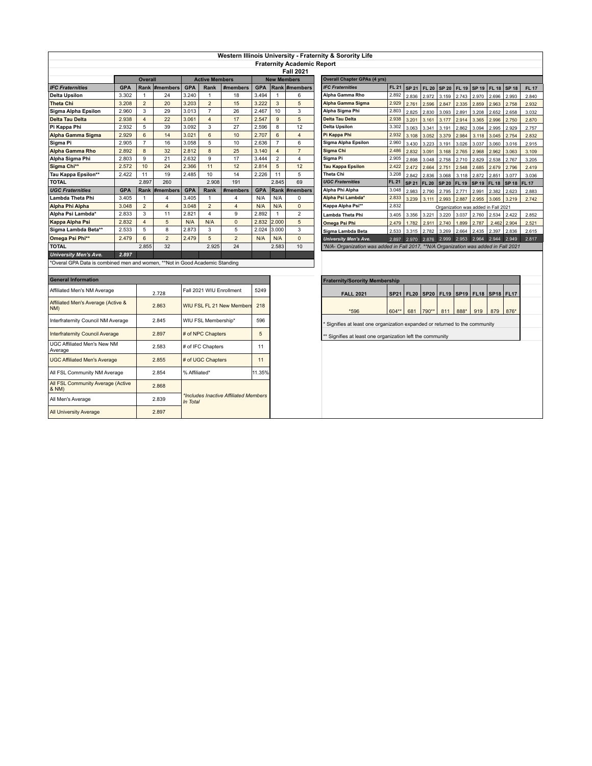# Western Illinois University - Fraternity & Sorority Life

## Fraternity Academic Report

### Fall 2021

| | Overall | | | Active Members | | | New Members | | |
|---|---|---|---|---|---|---|---|---|---|
| *IFC Fraternities* | GPA | Rank | #members | GPA | Rank | #members | GPA | Rank | #members |
| Delta Upsilon | 3.302 | 1 | 24 | 3.240 | 1 | 18 | 3.494 | 1 | 6 |
| Theta Chi | 3.208 | 2 | 20 | 3.203 | 2 | 15 | 3.222 | 3 | 5 |
| Sigma Alpha Epsilon | 2.960 | 3 | 29 | 3.013 | 7 | 26 | 2.467 | 10 | 3 |
| Delta Tau Delta | 2.938 | 4 | 22 | 3.061 | 4 | 17 | 2.547 | 9 | 5 |
| Pi Kappa Phi | 2.932 | 5 | 39 | 3.092 | 3 | 27 | 2.596 | 8 | 12 |
| Alpha Gamma Sigma | 2.929 | 6 | 14 | 3.021 | 6 | 10 | 2.707 | 6 | 4 |
| Sigma Pi | 2.905 | 7 | 16 | 3.058 | 5 | 10 | 2.636 | 7 | 6 |
| Alpha Gamma Rho | 2.892 | 8 | 32 | 2.812 | 8 | 25 | 3.140 | 4 | 7 |
| Alpha Sigma Phi | 2.803 | 9 | 21 | 2.632 | 9 | 17 | 3.444 | 2 | 4 |
| Sigma Chi** | 2.572 | 10 | 24 | 2.366 | 11 | 12 | 2.814 | 5 | 12 |
| Tau Kappa Epsilon** | 2.422 | 11 | 19 | 2.485 | 10 | 14 | 2.226 | 11 | 5 |
| TOTAL | | 2.897 | 260 | | 2.908 | 191 | | 2.845 | 69 |
| *UGC Fraternities* | GPA | Rank | #members | GPA | Rank | #members | GPA | Rank | #members |
| Lambda Theta Phi | 3.405 | 1 | 4 | 3.405 | 1 | 4 | N/A | N/A | 0 |
| Alpha Phi Alpha | 3.048 | 2 | 4 | 3.048 | 2 | 4 | N/A | N/A | 0 |
| Alpha Psi Lambda* | 2.833 | 3 | 11 | 2.821 | 4 | 9 | 2.892 | 1 | 2 |
| Kappa Alpha Psi | 2.832 | 4 | 5 | N/A | N/A | 0 | 2.832 | 2.000 | 5 |
| Sigma Lambda Beta** | 2.533 | 5 | 8 | 2.873 | 3 | 5 | 2.024 | 3.000 | 3 |
| Omega Psi Phi** | 2.479 | 6 | 2 | 2.479 | 5 | 2 | N/A | N/A | 0 |
| TOTAL | | 2.855 | 32 | | 2.925 | 24 | | 2.583 | 10 |
| *University Men's Ave.* | 2.897 | | | | | | | | |

*Overal GPA Data is combined men and women, **Not in Good Academic Standing

| Overall Chapter GPAs (4 yrs) | | | | | | | | | |
|---|---|---|---|---|---|---|---|---|---|
| *IFC Fraternities* | FL 21 | SP 21 | FL 20 | SP 20 | FL 19 | SP 19 | FL 18 | SP 18 | FL 17 |
| Alpha Gamma Rho | 2.892 | 2.836 | 2.972 | 3.159 | 2.743 | 2.970 | 2.696 | 2.993 | 2.840 |
| Alpha Gamma Sigma | 2.929 | 2.761 | 2.596 | 2.847 | 2.335 | 2.859 | 2.963 | 2.758 | 2.932 |
| Alpha Sigma Phi | 2.803 | 2.825 | 2.830 | 3.093 | 2.891 | 3.208 | 2.652 | 2.658 | 3.032 |
| Delta Tau Delta | 2.938 | 3.201 | 3.161 | 3.177 | 2.914 | 3.365 | 2.996 | 2.750 | 2.870 |
| Delta Upsilon | 3.302 | 3.063 | 3.341 | 3.191 | 2.862 | 3.094 | 2.995 | 2.929 | 2.757 |
| Pi Kappa Phi | 2.932 | 3.108 | 3.052 | 3.379 | 2.984 | 3.118 | 3.045 | 2.754 | 2.832 |
| Sigma Alpha Epsilon | 2.960 | 3.430 | 3.223 | 3.191 | 3.026 | 3.037 | 3.060 | 3.016 | 2.915 |
| Sigma Chi | 2.486 | 2.832 | 3.091 | 3.168 | 2.765 | 2.968 | 2.962 | 3.063 | 3.109 |
| Sigma Pi | 2.905 | 2.898 | 3.048 | 2.758 | 2.710 | 2.829 | 2.538 | 2.767 | 3.205 |
| Tau Kappa Epsilon | 2.422 | 2.472 | 2.664 | 2.751 | 2.548 | 2.685 | 2.679 | 2.796 | 2.419 |
| Theta Chi | 3.208 | 2.842 | 2.836 | 3.068 | 3.118 | 2.872 | 2.851 | 3.077 | 3.036 |
| *UGC Fraternities* | FL 21 | SP 21 | FL 20 | SP 20 | FL 19 | SP 19 | FL 18 | SP 18 | FL 17 |
| Alpha Phi Alpha | 3.048 | 2.983 | 2.790 | 2.795 | 2.771 | 2.991 | 2.382 | 2.623 | 2.883 |
| Alpha Psi Lambda* | 2.833 | 3.239 | 3.111 | 2.993 | 2.887 | 2.955 | 3.065 | 3.219 | 2.742 |
| Kappa Alpha Psi** | 2.832 | Organization was added in Fall 2021 | | | | | | | |
| Lambda Theta Phi | 3.405 | 3.356 | 3.221 | 3.220 | 3.037 | 2.760 | 2.534 | 2.422 | 2.852 |
| Omega Psi Phi | 2.479 | 1.782 | 2.911 | 2.740 | 1.899 | 2.787 | 2.462 | 2.904 | 2.521 |
| Sigma Lambda Beta | 2.533 | 3.315 | 2.782 | 3.269 | 2.664 | 2.435 | 2.397 | 2.836 | 2.615 |
| *University Men's Ave.* | 2.897 | 2.970 | 2.876 | 2.999 | 2.953 | 2.964 | 2.944 | 2.949 | 2.817 |

*N/A- Organization was added in Fall 2017, **N/A Organization was added in Fall 2021*

| General Information | | | |
|---|---|---|---|
| Affiliated Men's NM Average | 2.728 | Fall 2021 WIU Enrollment | 5249 |
| Affiliated Men's Average (Active & NM) | 2.863 | WIU FSL FL 21 New Members | 218 |
| Interfraternity Council NM Average | 2.845 | WIU FSL Membership* | 596 |
| Interfraternity Council Average | 2.897 | # of NPC Chapters | 5 |
| UGC Affiliated Men's New NM Average | 2.583 | # of IFC Chapters | 11 |
| UGC Affiliated Men's Average | 2.855 | # of UGC Chapters | 11 |
| All FSL Community NM Average | 2.854 | % Affiliated* | 11.35% |
| All FSL Community Average (Active & NM) | 2.868 | *Includes Inactive Affiliated Members In Total* | |
| All Men's Average | 2.839 | | |
| All University Average | 2.897 | | |

| Fraternity/Sorority Membership | | | | | | | | |
|---|---|---|---|---|---|---|---|---|
| FALL 2021 | SP21 | FL20 | SP20 | FL19 | SP19 | FL18 | SP18 | FL17 |
| *596 | 604** | 681 | 790** | 811 | 888* | 919 | 879 | 876* |

\* Signifies at least one organization expanded or returned to the community

** Signifies at least one organization left the community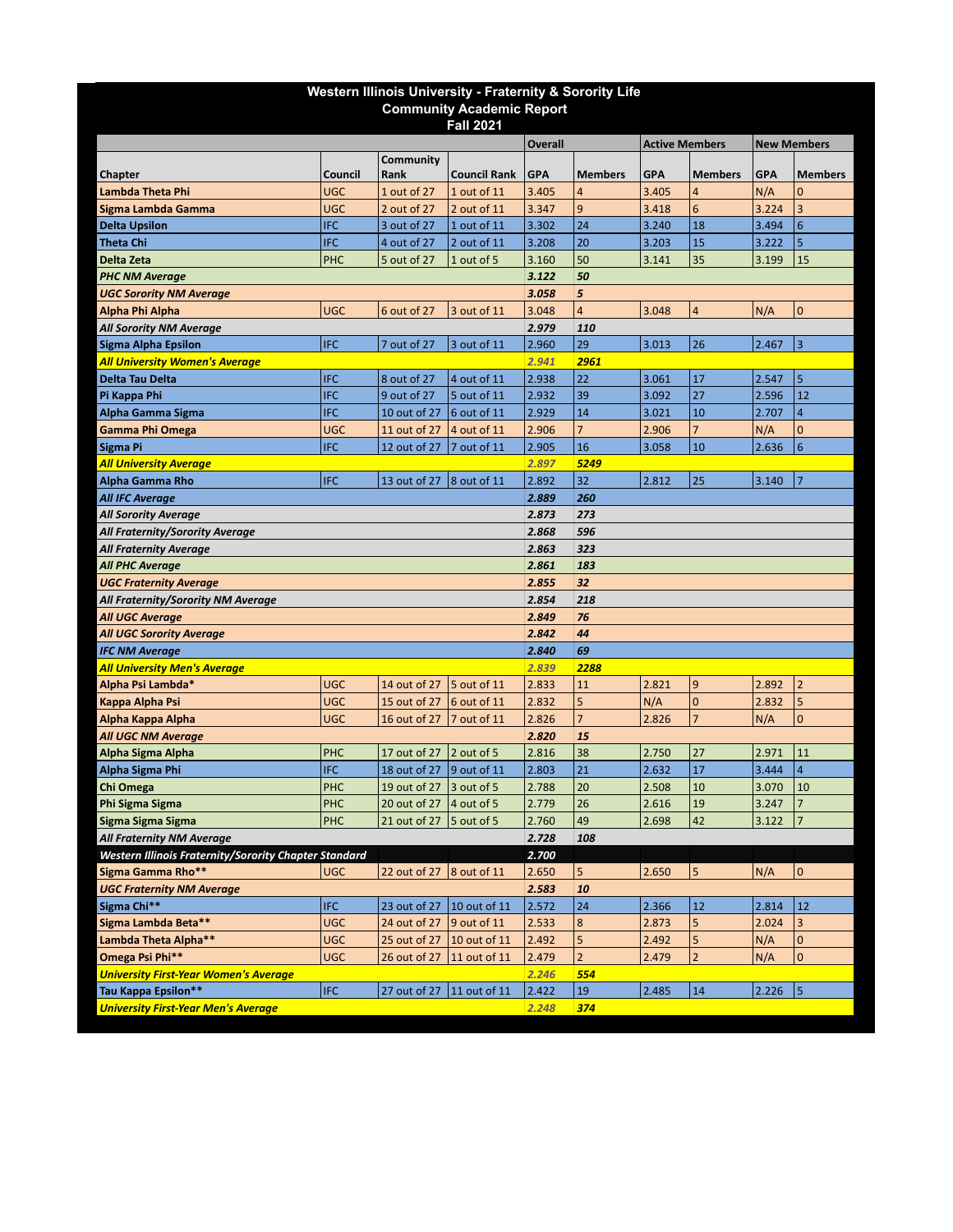# Western Illinois University - Fraternity & Sorority Life
## Community Academic Report
### Fall 2021

| | | | | Overall | | Active Members | | New Members | |
|---|---|---|---|---|---|---|---|---|---|
| Chapter | Council | Community Rank | Council Rank | GPA | Members | GPA | Members | GPA | Members |
| Lambda Theta Phi | UGC | 1 out of 27 | 1 out of 11 | 3.405 | 4 | 3.405 | 4 | N/A | 0 |
| Sigma Lambda Gamma | UGC | 2 out of 27 | 2 out of 11 | 3.347 | 9 | 3.418 | 6 | 3.224 | 3 |
| Delta Upsilon | IFC | 3 out of 27 | 1 out of 11 | 3.302 | 24 | 3.240 | 18 | 3.494 | 6 |
| Theta Chi | IFC | 4 out of 27 | 2 out of 11 | 3.208 | 20 | 3.203 | 15 | 3.222 | 5 |
| Delta Zeta | PHC | 5 out of 27 | 1 out of 5 | 3.160 | 50 | 3.141 | 35 | 3.199 | 15 |
| *PHC NM Average* | | | | *3.122* | *50* | | | | |
| *UGC Sorority NM Average* | | | | *3.058* | *5* | | | | |
| Alpha Phi Alpha | UGC | 6 out of 27 | 3 out of 11 | 3.048 | 4 | 3.048 | 4 | N/A | 0 |
| *All Sorority NM Average* | | | | *2.979* | *110* | | | | |
| Sigma Alpha Epsilon | IFC | 7 out of 27 | 3 out of 11 | 2.960 | 29 | 3.013 | 26 | 2.467 | 3 |
| *All University Women's Average* | | | | *2.941* | *2961* | | | | |
| Delta Tau Delta | IFC | 8 out of 27 | 4 out of 11 | 2.938 | 22 | 3.061 | 17 | 2.547 | 5 |
| Pi Kappa Phi | IFC | 9 out of 27 | 5 out of 11 | 2.932 | 39 | 3.092 | 27 | 2.596 | 12 |
| Alpha Gamma Sigma | IFC | 10 out of 27 | 6 out of 11 | 2.929 | 14 | 3.021 | 10 | 2.707 | 4 |
| Gamma Phi Omega | UGC | 11 out of 27 | 4 out of 11 | 2.906 | 7 | 2.906 | 7 | N/A | 0 |
| Sigma Pi | IFC | 12 out of 27 | 7 out of 11 | 2.905 | 16 | 3.058 | 10 | 2.636 | 6 |
| *All University Average* | | | | *2.897* | *5249* | | | | |
| Alpha Gamma Rho | IFC | 13 out of 27 | 8 out of 11 | 2.892 | 32 | 2.812 | 25 | 3.140 | 7 |
| *All IFC Average* | | | | *2.889* | *260* | | | | |
| *All Sorority Average* | | | | *2.873* | *273* | | | | |
| *All Fraternity/Sorority Average* | | | | *2.868* | *596* | | | | |
| *All Fraternity Average* | | | | *2.863* | *323* | | | | |
| *All PHC Average* | | | | *2.861* | *183* | | | | |
| *UGC Fraternity Average* | | | | *2.855* | *32* | | | | |
| *All Fraternity/Sorority NM Average* | | | | *2.854* | *218* | | | | |
| *All UGC Average* | | | | *2.849* | *76* | | | | |
| *All UGC Sorority Average* | | | | *2.842* | *44* | | | | |
| *IFC NM Average* | | | | *2.840* | *69* | | | | |
| *All University Men's Average* | | | | *2.839* | *2288* | | | | |
| Alpha Psi Lambda* | UGC | 14 out of 27 | 5 out of 11 | 2.833 | 11 | 2.821 | 9 | 2.892 | 2 |
| Kappa Alpha Psi | UGC | 15 out of 27 | 6 out of 11 | 2.832 | 5 | N/A | 0 | 2.832 | 5 |
| Alpha Kappa Alpha | UGC | 16 out of 27 | 7 out of 11 | 2.826 | 7 | 2.826 | 7 | N/A | 0 |
| *All UGC NM Average* | | | | *2.820* | *15* | | | | |
| Alpha Sigma Alpha | PHC | 17 out of 27 | 2 out of 5 | 2.816 | 38 | 2.750 | 27 | 2.971 | 11 |
| Alpha Sigma Phi | IFC | 18 out of 27 | 9 out of 11 | 2.803 | 21 | 2.632 | 17 | 3.444 | 4 |
| Chi Omega | PHC | 19 out of 27 | 3 out of 5 | 2.788 | 20 | 2.508 | 10 | 3.070 | 10 |
| Phi Sigma Sigma | PHC | 20 out of 27 | 4 out of 5 | 2.779 | 26 | 2.616 | 19 | 3.247 | 7 |
| Sigma Sigma Sigma | PHC | 21 out of 27 | 5 out of 5 | 2.760 | 49 | 2.698 | 42 | 3.122 | 7 |
| *All Fraternity NM Average* | | | | *2.728* | *108* | | | | |
| *Western Illinois Fraternity/Sorority Chapter Standard* | | | | *2.700* | | | | | |
| Sigma Gamma Rho** | UGC | 22 out of 27 | 8 out of 11 | 2.650 | 5 | 2.650 | 5 | N/A | 0 |
| *UGC Fraternity NM Average* | | | | *2.583* | *10* | | | | |
| Sigma Chi** | IFC | 23 out of 27 | 10 out of 11 | 2.572 | 24 | 2.366 | 12 | 2.814 | 12 |
| Sigma Lambda Beta** | UGC | 24 out of 27 | 9 out of 11 | 2.533 | 8 | 2.873 | 5 | 2.024 | 3 |
| Lambda Theta Alpha** | UGC | 25 out of 27 | 10 out of 11 | 2.492 | 5 | 2.492 | 5 | N/A | 0 |
| Omega Psi Phi** | UGC | 26 out of 27 | 11 out of 11 | 2.479 | 2 | 2.479 | 2 | N/A | 0 |
| *University First-Year Women's Average* | | | | *2.246* | *554* | | | | |
| Tau Kappa Epsilon** | IFC | 27 out of 27 | 11 out of 11 | 2.422 | 19 | 2.485 | 14 | 2.226 | 5 |
| *University First-Year Men's Average* | | | | *2.248* | *374* | | | | |